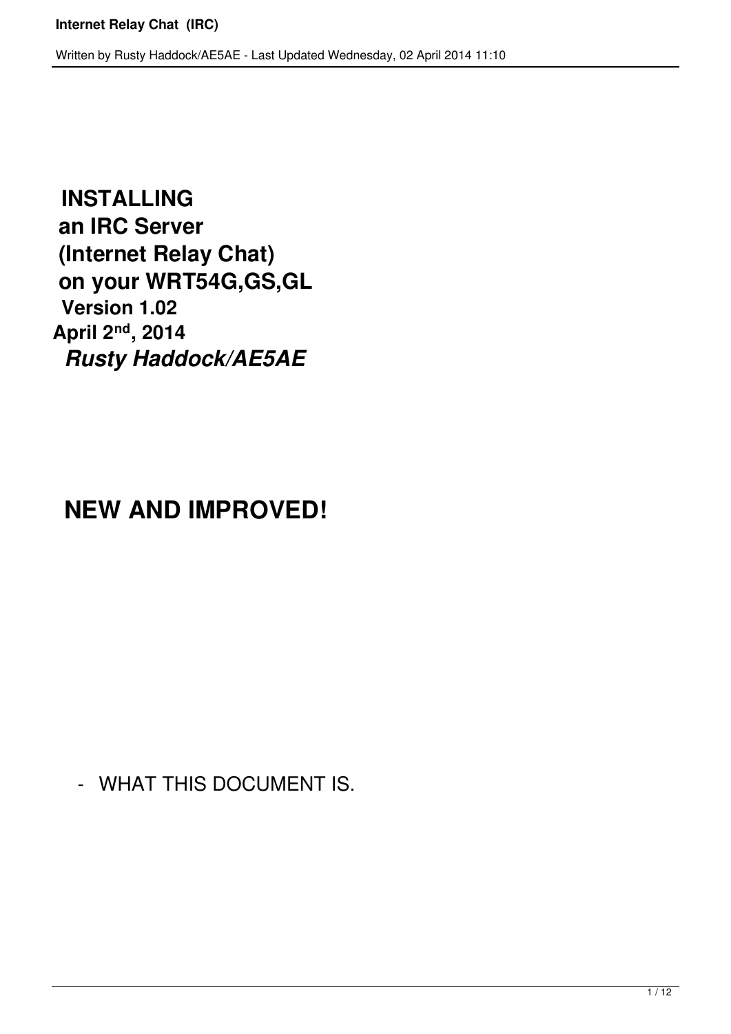# INSTALLING
# an IRC Server
# (Internet Relay Chat)
# on your WRT54G,GS,GL

**Version 1.02**

**April 2nd, 2014**

***Rusty Haddock/AE5AE***

# NEW AND IMPROVED!

- WHAT THIS DOCUMENT IS.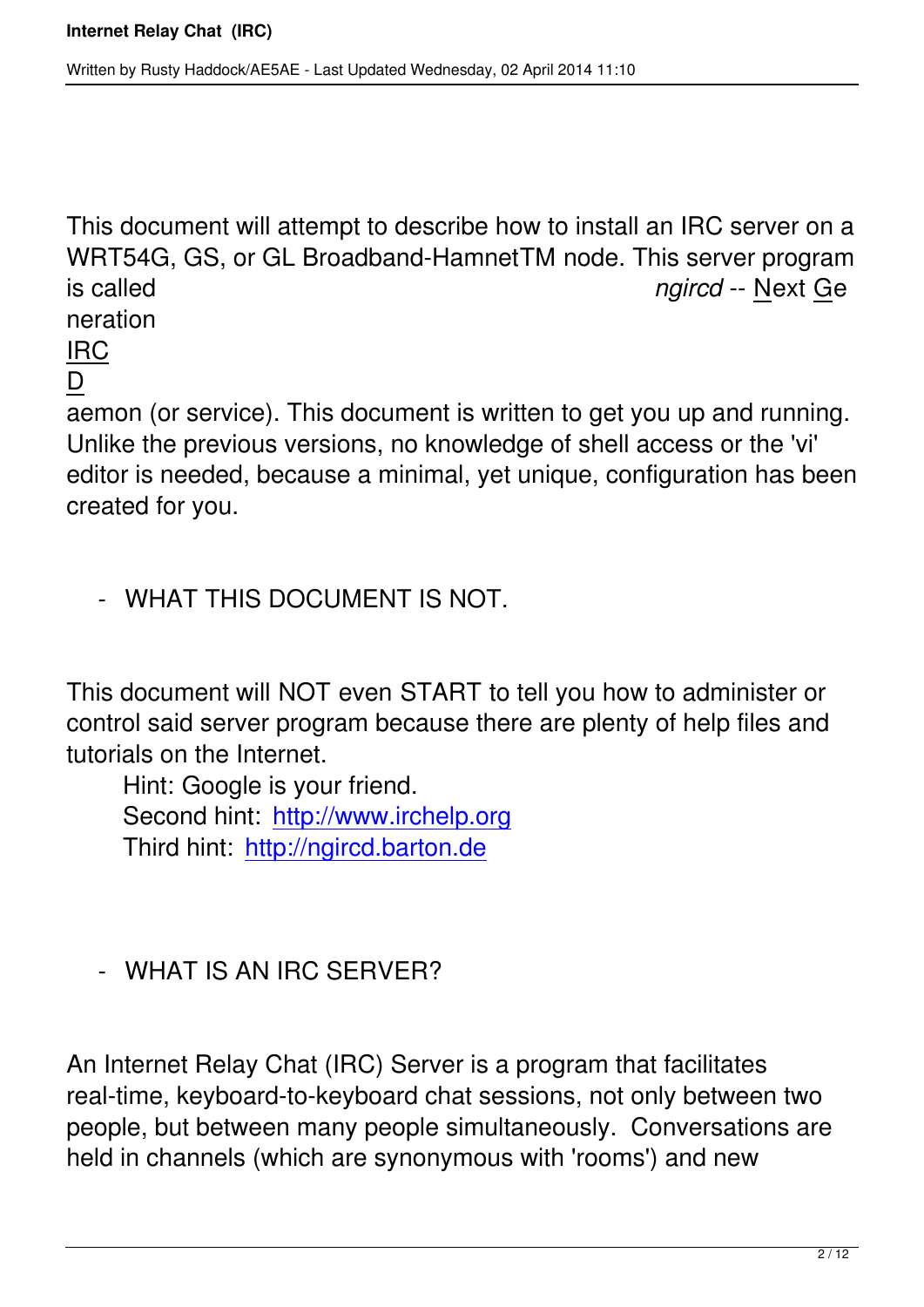This document will attempt to describe how to install an IRC server on a WRT54G, GS, or GL Broadband-HamnetTM node. This server program is called *ngircd* -- Next Generation IRC Daemon (or service). This document is written to get you up and running. Unlike the previous versions, no knowledge of shell access or the 'vi' editor is needed, because a minimal, yet unique, configuration has been created for you.

- WHAT THIS DOCUMENT IS NOT.

This document will NOT even START to tell you how to administer or control said server program because there are plenty of help files and tutorials on the Internet.

Hint: Google is your friend.
Second hint: [http://www.irchelp.org](http://www.irchelp.org)
Third hint: [http://ngircd.barton.de](http://ngircd.barton.de)

- WHAT IS AN IRC SERVER?

An Internet Relay Chat (IRC) Server is a program that facilitates real-time, keyboard-to-keyboard chat sessions, not only between two people, but between many people simultaneously. Conversations are held in channels (which are synonymous with 'rooms') and new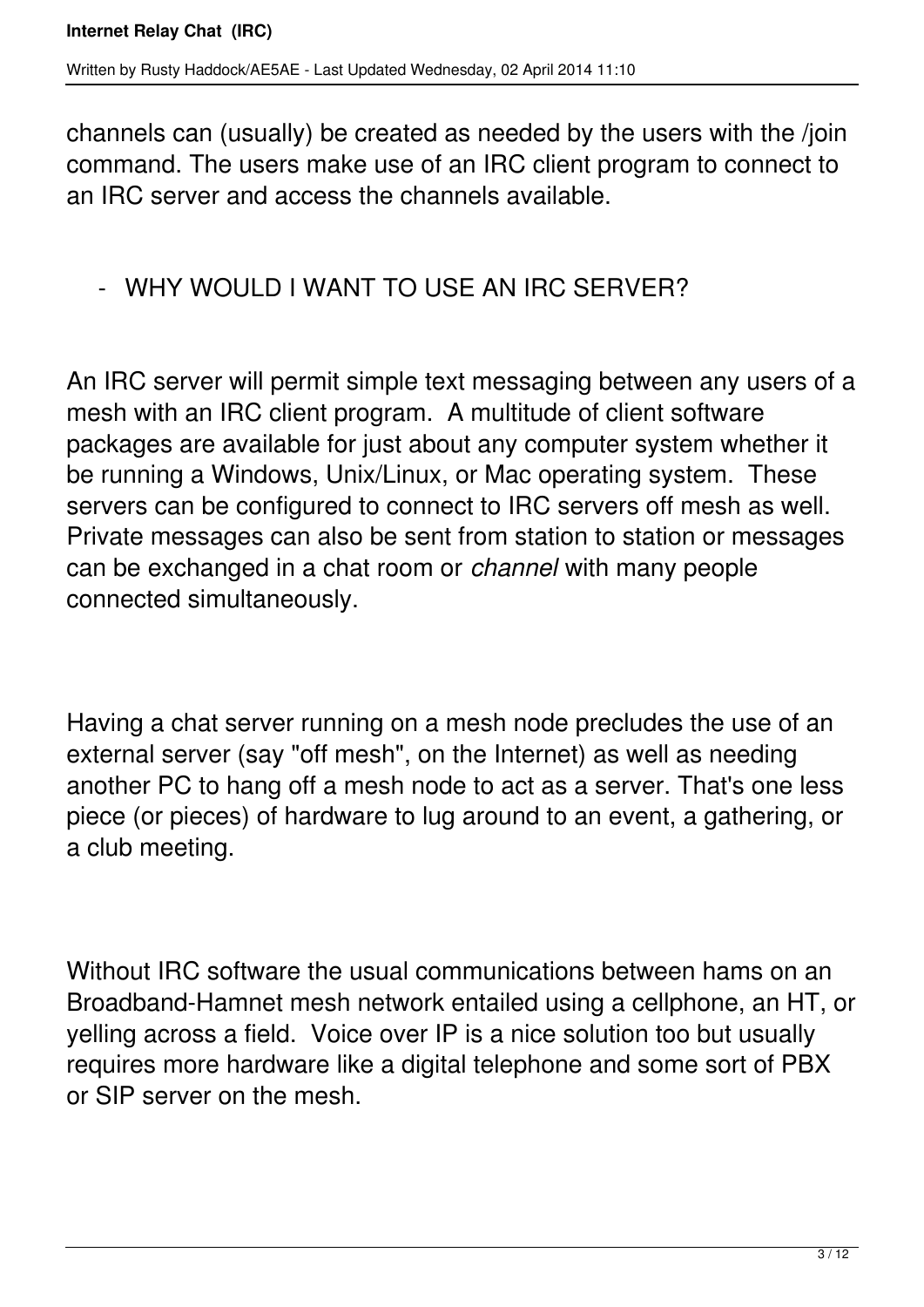channels can (usually) be created as needed by the users with the /join command. The users make use of an IRC client program to connect to an IRC server and access the channels available.

- WHY WOULD I WANT TO USE AN IRC SERVER?

An IRC server will permit simple text messaging between any users of a mesh with an IRC client program.  A multitude of client software packages are available for just about any computer system whether it be running a Windows, Unix/Linux, or Mac operating system.  These servers can be configured to connect to IRC servers off mesh as well. Private messages can also be sent from station to station or messages can be exchanged in a chat room or *channel* with many people connected simultaneously.

Having a chat server running on a mesh node precludes the use of an external server (say "off mesh", on the Internet) as well as needing another PC to hang off a mesh node to act as a server. That's one less piece (or pieces) of hardware to lug around to an event, a gathering, or a club meeting.

Without IRC software the usual communications between hams on an Broadband-Hamnet mesh network entailed using a cellphone, an HT, or yelling across a field.  Voice over IP is a nice solution too but usually requires more hardware like a digital telephone and some sort of PBX or SIP server on the mesh.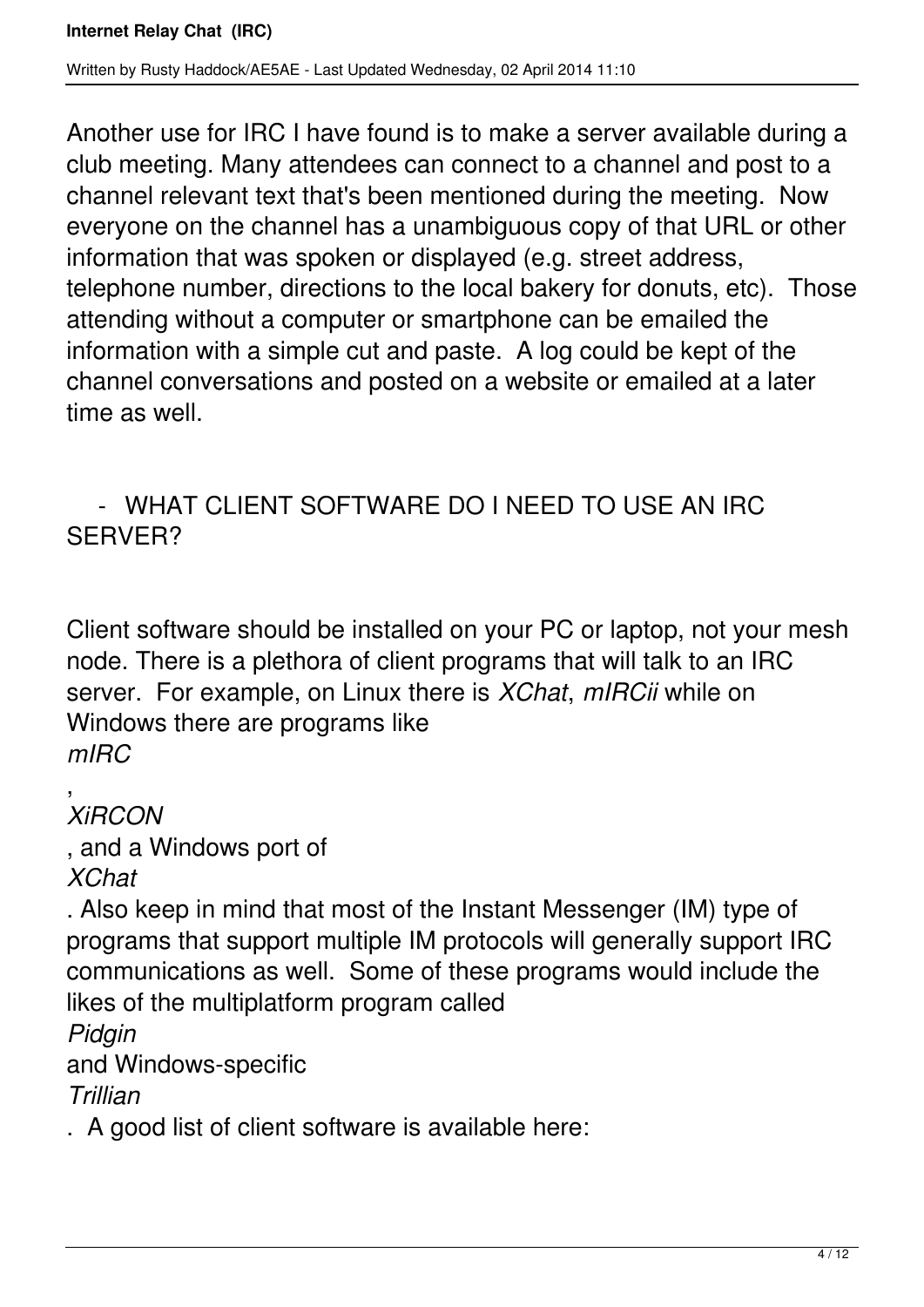Another use for IRC I have found is to make a server available during a club meeting. Many attendees can connect to a channel and post to a channel relevant text that's been mentioned during the meeting. Now everyone on the channel has a unambiguous copy of that URL or other information that was spoken or displayed (e.g. street address, telephone number, directions to the local bakery for donuts, etc). Those attending without a computer or smartphone can be emailed the information with a simple cut and paste. A log could be kept of the channel conversations and posted on a website or emailed at a later time as well.

- WHAT CLIENT SOFTWARE DO I NEED TO USE AN IRC SERVER?

Client software should be installed on your PC or laptop, not your mesh node. There is a plethora of client programs that will talk to an IRC server. For example, on Linux there is *XChat*, *mIRCii* while on Windows there are programs like *mIRC*, *XiRCON*, and a Windows port of *XChat*. Also keep in mind that most of the Instant Messenger (IM) type of programs that support multiple IM protocols will generally support IRC communications as well. Some of these programs would include the likes of the multiplatform program called *Pidgin* and Windows-specific *Trillian*. A good list of client software is available here: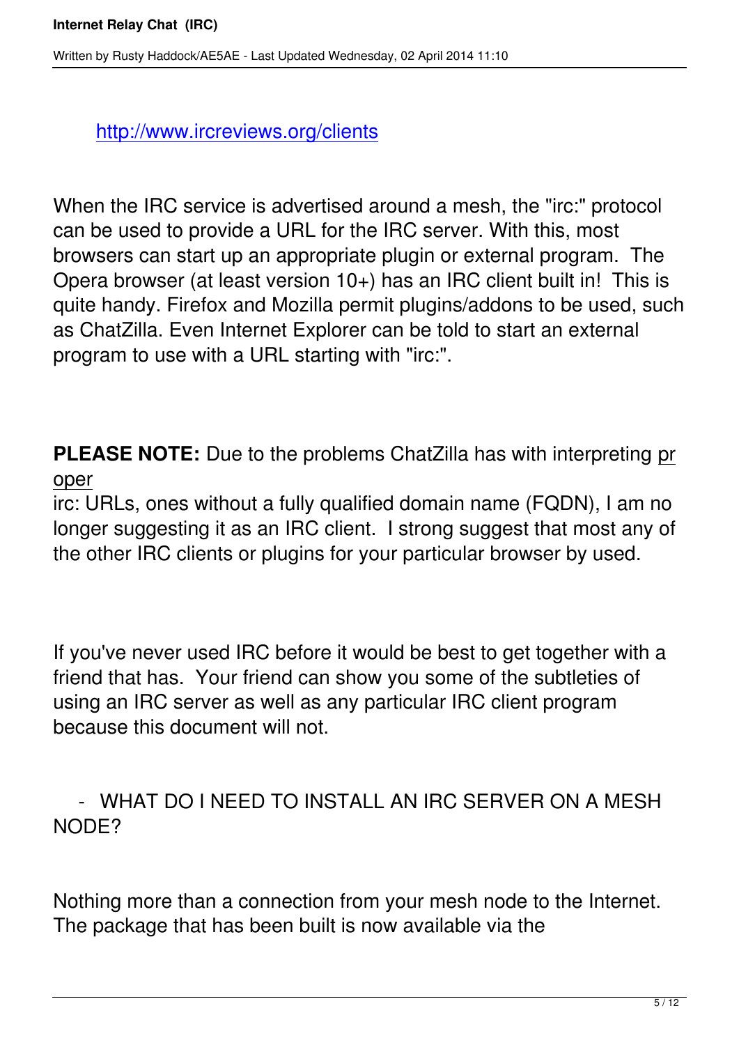http://www.ircreviews.org/clients

When the IRC service is advertised around a mesh, the "irc:" protocol can be used to provide a URL for the IRC server. With this, most browsers can start up an appropriate plugin or external program. The Opera browser (at least version 10+) has an IRC client built in! This is quite handy. Firefox and Mozilla permit plugins/addons to be used, such as ChatZilla. Even Internet Explorer can be told to start an external program to use with a URL starting with "irc:".

**PLEASE NOTE:** Due to the problems ChatZilla has with interpreting proper irc: URLs, ones without a fully qualified domain name (FQDN), I am no longer suggesting it as an IRC client. I strong suggest that most any of the other IRC clients or plugins for your particular browser by used.

If you've never used IRC before it would be best to get together with a friend that has. Your friend can show you some of the subtleties of using an IRC server as well as any particular IRC client program because this document will not.

- WHAT DO I NEED TO INSTALL AN IRC SERVER ON A MESH NODE?

Nothing more than a connection from your mesh node to the Internet. The package that has been built is now available via the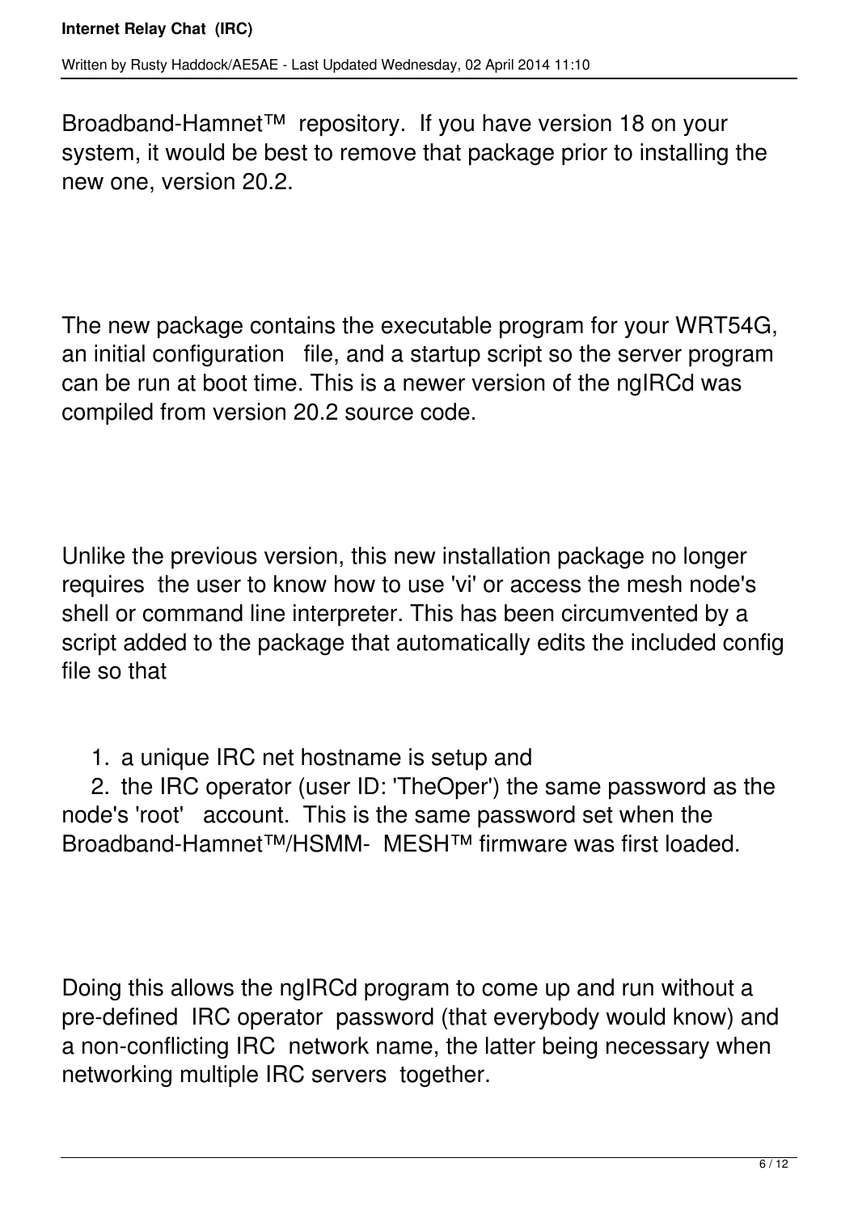Broadband-Hamnet™ repository. If you have version 18 on your system, it would be best to remove that package prior to installing the new one, version 20.2.

The new package contains the executable program for your WRT54G, an initial configuration file, and a startup script so the server program can be run at boot time. This is a newer version of the ngIRCd was compiled from version 20.2 source code.

Unlike the previous version, this new installation package no longer requires the user to know how to use 'vi' or access the mesh node's shell or command line interpreter. This has been circumvented by a script added to the package that automatically edits the included config file so that

1. a unique IRC net hostname is setup and
2. the IRC operator (user ID: 'TheOper') the same password as the node's 'root' account. This is the same password set when the Broadband-Hamnet™/HSMM- MESH™ firmware was first loaded.

Doing this allows the ngIRCd program to come up and run without a pre-defined IRC operator password (that everybody would know) and a non-conflicting IRC network name, the latter being necessary when networking multiple IRC servers together.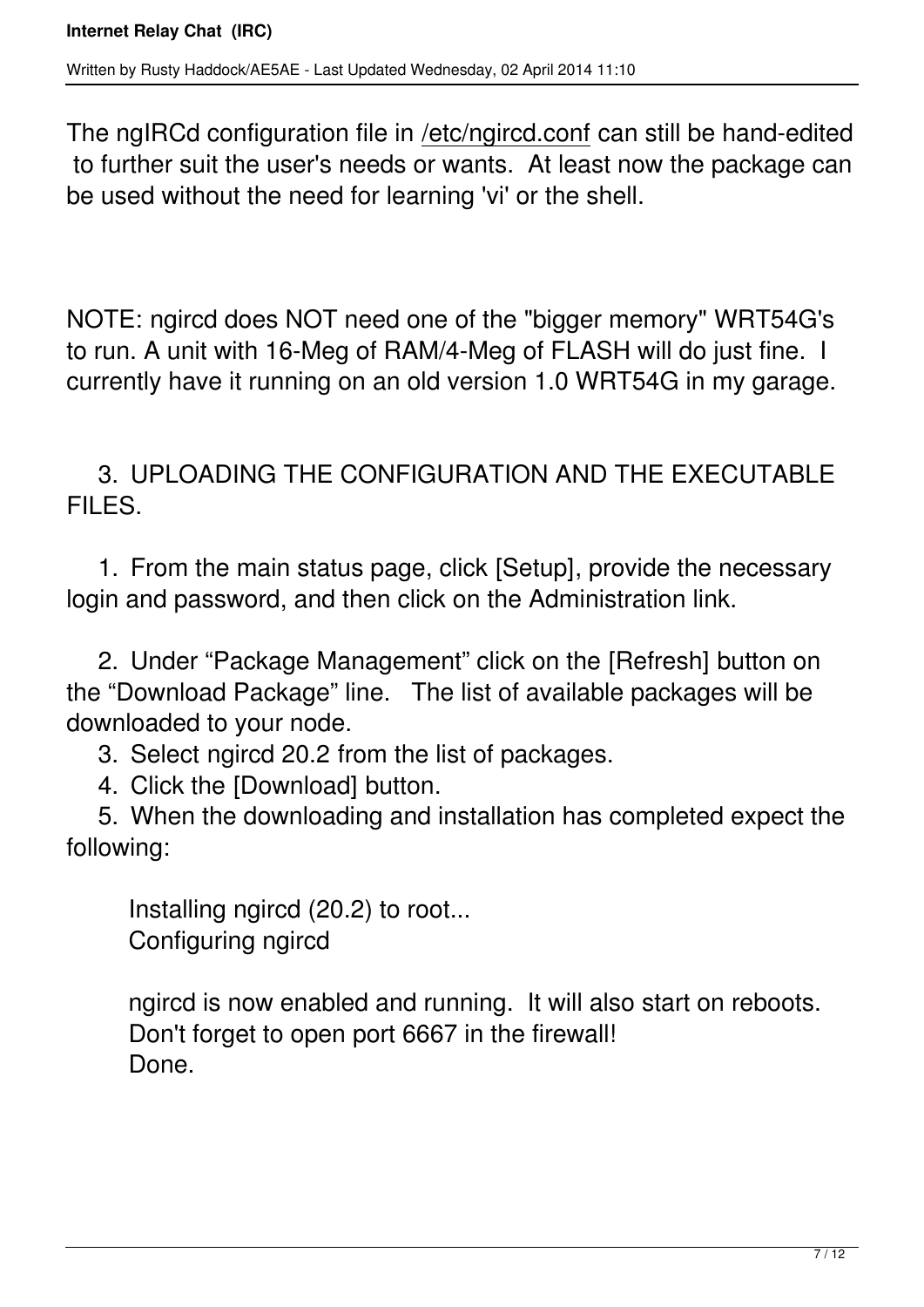The ngIRCd configuration file in /etc/ngircd.conf can still be hand-edited to further suit the user's needs or wants. At least now the package can be used without the need for learning 'vi' or the shell.

NOTE: ngircd does NOT need one of the "bigger memory" WRT54G's to run. A unit with 16-Meg of RAM/4-Meg of FLASH will do just fine. I currently have it running on an old version 1.0 WRT54G in my garage.

3. UPLOADING THE CONFIGURATION AND THE EXECUTABLE FILES.

1. From the main status page, click [Setup], provide the necessary login and password, and then click on the Administration link.

2. Under “Package Management” click on the [Refresh] button on the “Download Package” line. The list of available packages will be downloaded to your node.

3. Select ngircd 20.2 from the list of packages.

4. Click the [Download] button.

5. When the downloading and installation has completed expect the following:

```
Installing ngircd (20.2) to root...
Configuring ngircd

ngircd is now enabled and running. It will also start on reboots.
Don't forget to open port 6667 in the firewall!
Done.
```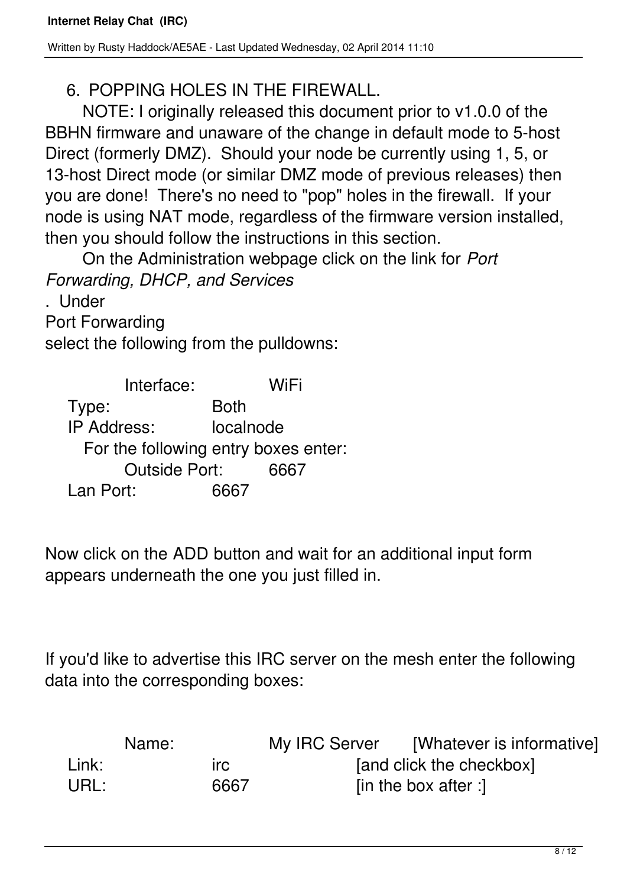## 6. POPPING HOLES IN THE FIREWALL.

NOTE: I originally released this document prior to v1.0.0 of the BBHN firmware and unaware of the change in default mode to 5-host Direct (formerly DMZ). Should your node be currently using 1, 5, or 13-host Direct mode (or similar DMZ mode of previous releases) then you are done! There's no need to "pop" holes in the firewall. If your node is using NAT mode, regardless of the firmware version installed, then you should follow the instructions in this section.

On the Administration webpage click on the link for *Port Forwarding, DHCP, and Services*. Under Port Forwarding select the following from the pulldowns:

Interface: WiFi
Type: Both
IP Address: localnode

For the following entry boxes enter:

Outside Port: 6667
Lan Port: 6667

Now click on the ADD button and wait for an additional input form appears underneath the one you just filled in.

If you'd like to advertise this IRC server on the mesh enter the following data into the corresponding boxes:

Name: My IRC Server [Whatever is informative]
Link: irc [and click the checkbox]
URL: 6667 [in the box after :]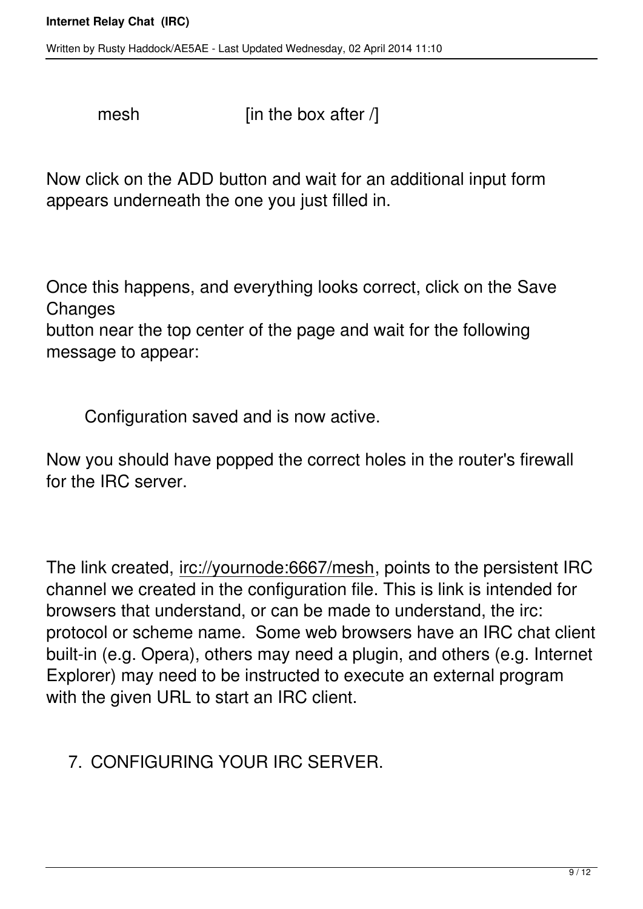mesh [in the box after /]

Now click on the ADD button and wait for an additional input form appears underneath the one you just filled in.

Once this happens, and everything looks correct, click on the Save Changes
button near the top center of the page and wait for the following message to appear:

Configuration saved and is now active.

Now you should have popped the correct holes in the router's firewall for the IRC server.

The link created, irc://yournode:6667/mesh, points to the persistent IRC channel we created in the configuration file. This is link is intended for browsers that understand, or can be made to understand, the irc: protocol or scheme name. Some web browsers have an IRC chat client built-in (e.g. Opera), others may need a plugin, and others (e.g. Internet Explorer) may need to be instructed to execute an external program with the given URL to start an IRC client.

7. CONFIGURING YOUR IRC SERVER.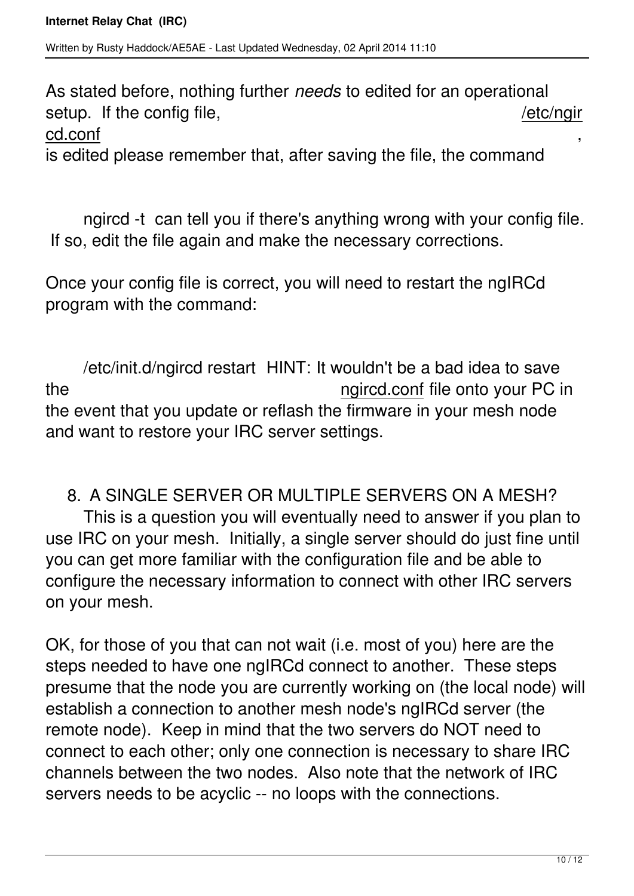As stated before, nothing further *needs* to edited for an operational setup. If the config file, /etc/ngircd.conf, is edited please remember that, after saving the file, the command

```
ngircd -t
```

can tell you if there's anything wrong with your config file. If so, edit the file again and make the necessary corrections.

Once your config file is correct, you will need to restart the ngIRCd program with the command:

```
/etc/init.d/ngircd restart
```

HINT: It wouldn't be a bad idea to save the ngircd.conf file onto your PC in the event that you update or reflash the firmware in your mesh node and want to restore your IRC server settings.

8. A SINGLE SERVER OR MULTIPLE SERVERS ON A MESH?

This is a question you will eventually need to answer if you plan to use IRC on your mesh. Initially, a single server should do just fine until you can get more familiar with the configuration file and be able to configure the necessary information to connect with other IRC servers on your mesh.

OK, for those of you that can not wait (i.e. most of you) here are the steps needed to have one ngIRCd connect to another. These steps presume that the node you are currently working on (the local node) will establish a connection to another mesh node's ngIRCd server (the remote node). Keep in mind that the two servers do NOT need to connect to each other; only one connection is necessary to share IRC channels between the two nodes. Also note that the network of IRC servers needs to be acyclic -- no loops with the connections.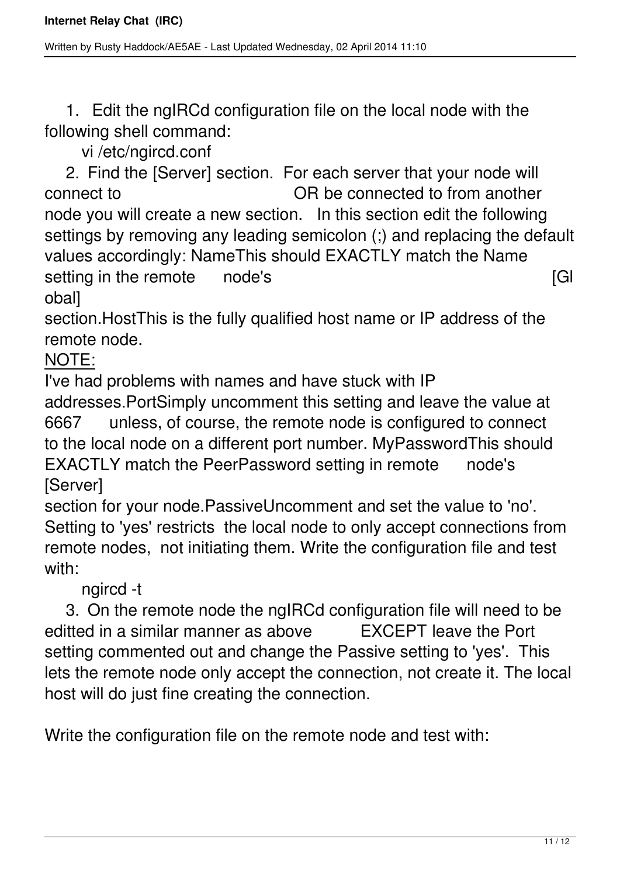1. Edit the ngIRCd configuration file on the local node with the following shell command:

   vi /etc/ngircd.conf

2. Find the [Server] section. For each server that your node will connect to OR be connected to from another node you will create a new section. In this section edit the following settings by removing any leading semicolon (;) and replacing the default values accordingly: NameThis should EXACTLY match the Name setting in the remote node's [Global] section.HostThis is the fully qualified host name or IP address of the remote node.
<u>NOTE:</u>
I've had problems with names and have stuck with IP addresses.PortSimply uncomment this setting and leave the value at 6667 unless, of course, the remote node is configured to connect to the local node on a different port number. MyPasswordThis should EXACTLY match the PeerPassword setting in remote node's [Server] section for your node.PassiveUncomment and set the value to 'no'. Setting to 'yes' restricts the local node to only accept connections from remote nodes, not initiating them. Write the configuration file and test with:

   ngircd -t

3. On the remote node the ngIRCd configuration file will need to be editted in a similar manner as above EXCEPT leave the Port setting commented out and change the Passive setting to 'yes'. This lets the remote node only accept the connection, not create it. The local host will do just fine creating the connection.

Write the configuration file on the remote node and test with: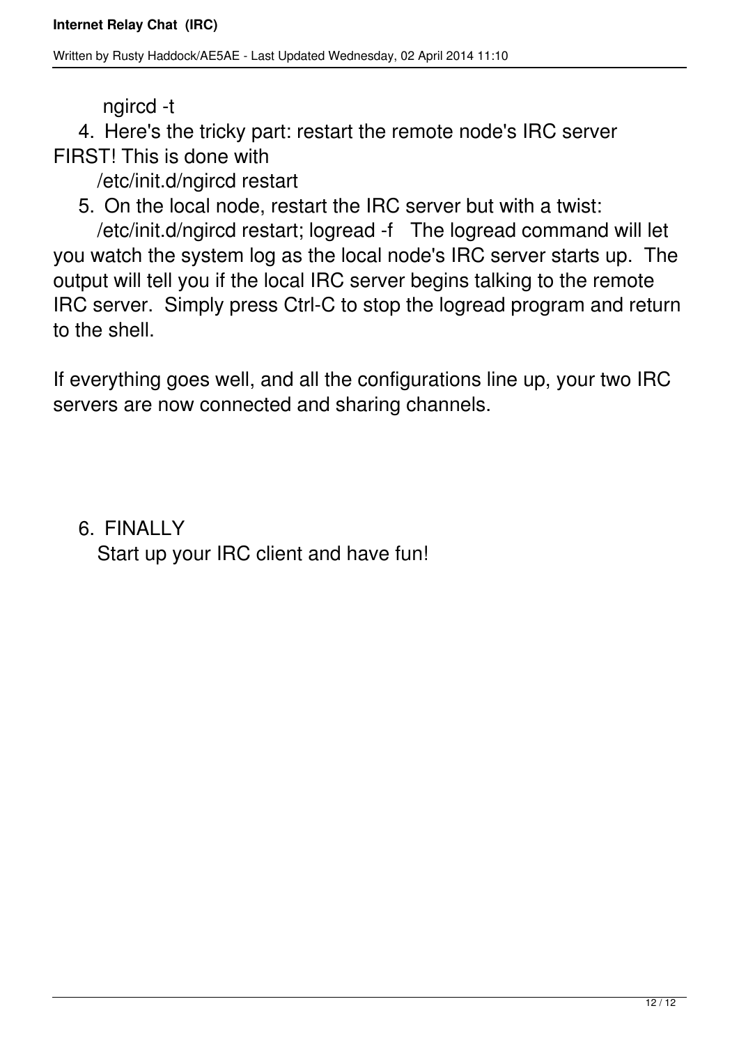```
ngircd -t
```

4. Here's the tricky part: restart the remote node's IRC server FIRST! This is done with

```
/etc/init.d/ngircd restart
```

5. On the local node, restart the IRC server but with a twist:

   `/etc/init.d/ngircd restart; logread -f` The logread command will let you watch the system log as the local node's IRC server starts up. The output will tell you if the local IRC server begins talking to the remote IRC server. Simply press Ctrl-C to stop the logread program and return to the shell.

If everything goes well, and all the configurations line up, your two IRC servers are now connected and sharing channels.

6. FINALLY

   Start up your IRC client and have fun!